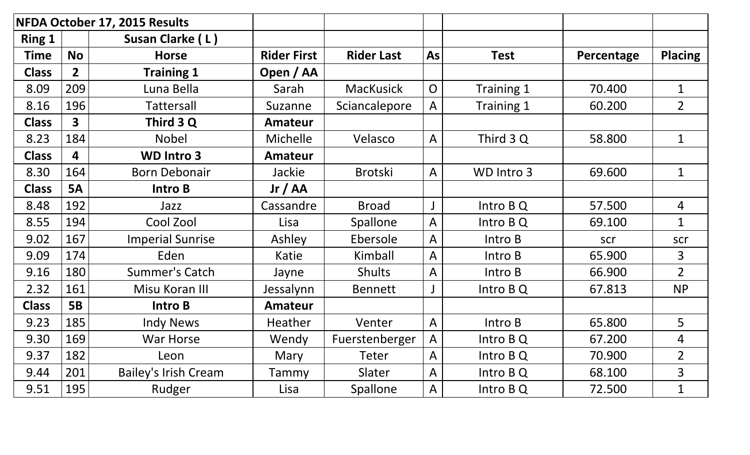| NFDA October 17, 2015 Results | | | | | | | | |
|---|---|---|---|---|---|---|---|---|
| **Ring 1** | | **Susan Clarke ( L )** | | | | | | |
| **Time** | **No** | **Horse** | **Rider First** | **Rider Last** | **As** | **Test** | **Percentage** | **Placing** |
| **Class** | **2** | **Training 1** | **Open / AA** | | | | | |
| 8.09 | 209 | Luna Bella | Sarah | MacKusick | O | Training 1 | 70.400 | 1 |
| 8.16 | 196 | Tattersall | Suzanne | Sciancalepore | A | Training 1 | 60.200 | 2 |
| **Class** | **3** | **Third 3 Q** | **Amateur** | | | | | |
| 8.23 | 184 | Nobel | Michelle | Velasco | A | Third 3 Q | 58.800 | 1 |
| **Class** | **4** | **WD Intro 3** | **Amateur** | | | | | |
| 8.30 | 164 | Born Debonair | Jackie | Brotski | A | WD Intro 3 | 69.600 | 1 |
| **Class** | **5A** | **Intro B** | **Jr / AA** | | | | | |
| 8.48 | 192 | Jazz | Cassandre | Broad | J | Intro B Q | 57.500 | 4 |
| 8.55 | 194 | Cool Zool | Lisa | Spallone | A | Intro B Q | 69.100 | 1 |
| 9.02 | 167 | Imperial Sunrise | Ashley | Ebersole | A | Intro B | scr | scr |
| 9.09 | 174 | Eden | Katie | Kimball | A | Intro B | 65.900 | 3 |
| 9.16 | 180 | Summer's Catch | Jayne | Shults | A | Intro B | 66.900 | 2 |
| 2.32 | 161 | Misu Koran III | Jessalynn | Bennett | J | Intro B Q | 67.813 | NP |
| **Class** | **5B** | **Intro B** | **Amateur** | | | | | |
| 9.23 | 185 | Indy News | Heather | Venter | A | Intro B | 65.800 | 5 |
| 9.30 | 169 | War Horse | Wendy | Fuerstenberger | A | Intro B Q | 67.200 | 4 |
| 9.37 | 182 | Leon | Mary | Teter | A | Intro B Q | 70.900 | 2 |
| 9.44 | 201 | Bailey's Irish Cream | Tammy | Slater | A | Intro B Q | 68.100 | 3 |
| 9.51 | 195 | Rudger | Lisa | Spallone | A | Intro B Q | 72.500 | 1 |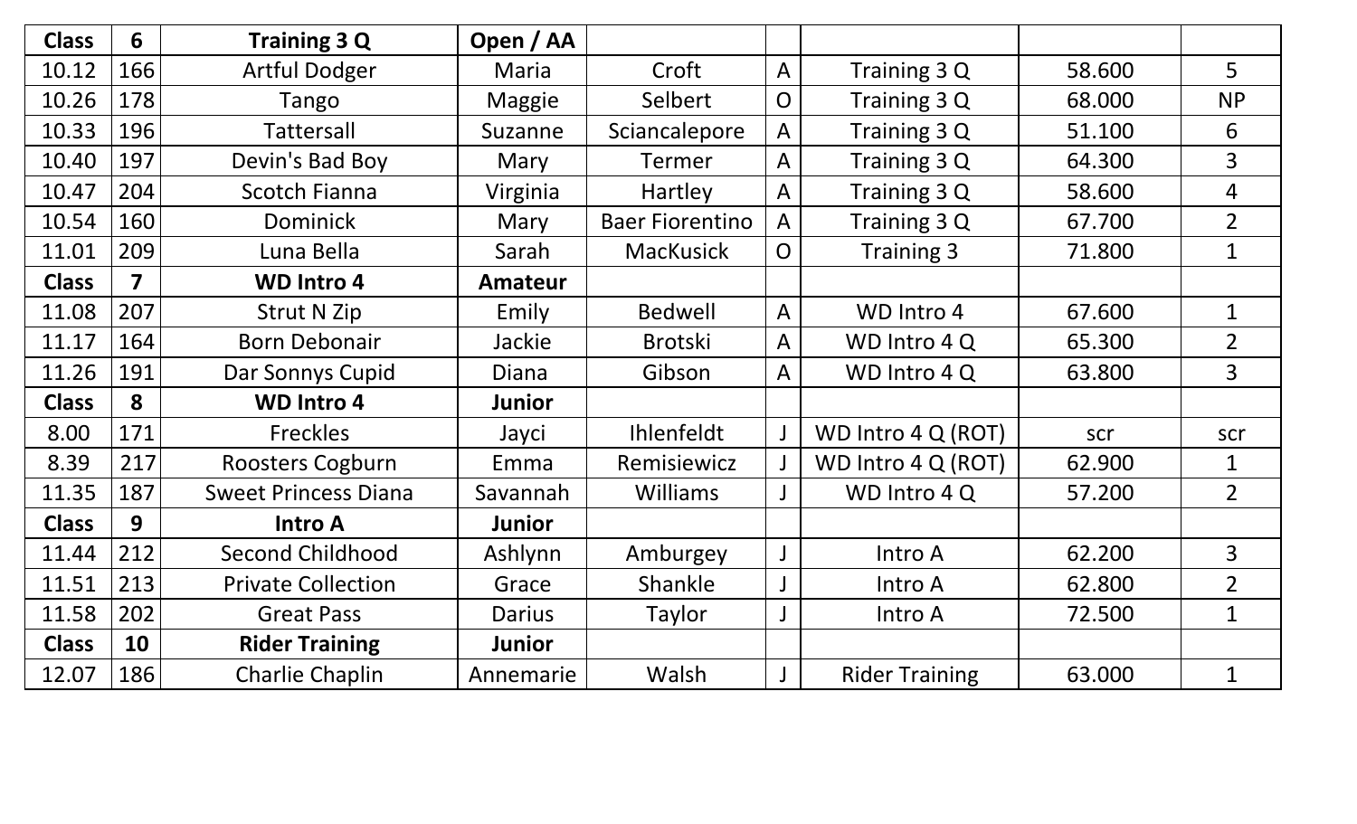| Class | 6 | Training 3 Q | Open / AA | | | | | |
|---|---|---|---|---|---|---|---|---|
| 10.12 | 166 | Artful Dodger | Maria | Croft | A | Training 3 Q | 58.600 | 5 |
| 10.26 | 178 | Tango | Maggie | Selbert | O | Training 3 Q | 68.000 | NP |
| 10.33 | 196 | Tattersall | Suzanne | Sciancalepore | A | Training 3 Q | 51.100 | 6 |
| 10.40 | 197 | Devin's Bad Boy | Mary | Termer | A | Training 3 Q | 64.300 | 3 |
| 10.47 | 204 | Scotch Fianna | Virginia | Hartley | A | Training 3 Q | 58.600 | 4 |
| 10.54 | 160 | Dominick | Mary | Baer Fiorentino | A | Training 3 Q | 67.700 | 2 |
| 11.01 | 209 | Luna Bella | Sarah | MacKusick | O | Training 3 | 71.800 | 1 |
| **Class** | **7** | **WD Intro 4** | **Amateur** | | | | | |
| 11.08 | 207 | Strut N Zip | Emily | Bedwell | A | WD Intro 4 | 67.600 | 1 |
| 11.17 | 164 | Born Debonair | Jackie | Brotski | A | WD Intro 4 Q | 65.300 | 2 |
| 11.26 | 191 | Dar Sonnys Cupid | Diana | Gibson | A | WD Intro 4 Q | 63.800 | 3 |
| **Class** | **8** | **WD Intro 4** | **Junior** | | | | | |
| 8.00 | 171 | Freckles | Jayci | Ihlenfeldt | J | WD Intro 4 Q (ROT) | scr | scr |
| 8.39 | 217 | Roosters Cogburn | Emma | Remisiewicz | J | WD Intro 4 Q (ROT) | 62.900 | 1 |
| 11.35 | 187 | Sweet Princess Diana | Savannah | Williams | J | WD Intro 4 Q | 57.200 | 2 |
| **Class** | **9** | **Intro A** | **Junior** | | | | | |
| 11.44 | 212 | Second Childhood | Ashlynn | Amburgey | J | Intro A | 62.200 | 3 |
| 11.51 | 213 | Private Collection | Grace | Shankle | J | Intro A | 62.800 | 2 |
| 11.58 | 202 | Great Pass | Darius | Taylor | J | Intro A | 72.500 | 1 |
| **Class** | **10** | **Rider Training** | **Junior** | | | | | |
| 12.07 | 186 | Charlie Chaplin | Annemarie | Walsh | J | Rider Training | 63.000 | 1 |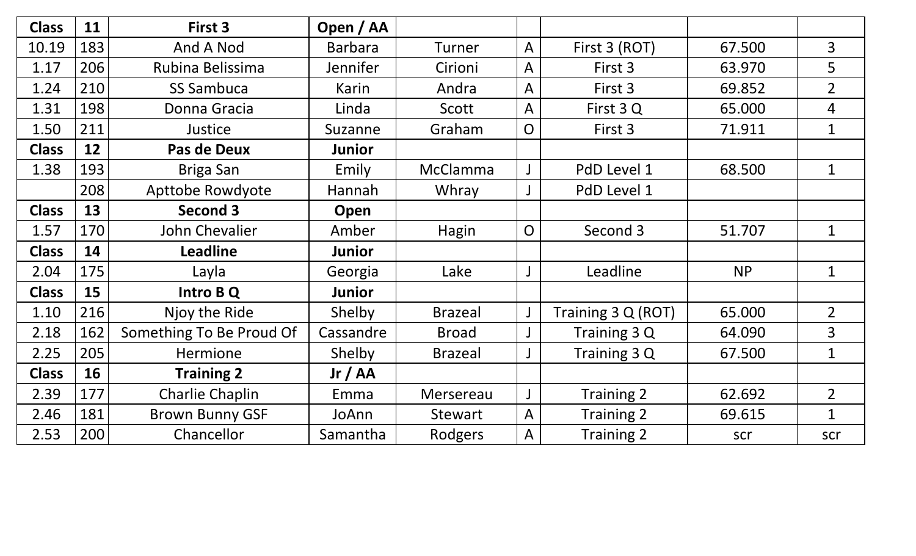| Class | 11 | First 3 | Open / AA | | | | | |
|---|---|---|---|---|---|---|---|---|
| 10.19 | 183 | And A Nod | Barbara | Turner | A | First 3 (ROT) | 67.500 | 3 |
| 1.17 | 206 | Rubina Belissima | Jennifer | Cirioni | A | First 3 | 63.970 | 5 |
| 1.24 | 210 | SS Sambuca | Karin | Andra | A | First 3 | 69.852 | 2 |
| 1.31 | 198 | Donna Gracia | Linda | Scott | A | First 3 Q | 65.000 | 4 |
| 1.50 | 211 | Justice | Suzanne | Graham | O | First 3 | 71.911 | 1 |
| **Class** | **12** | **Pas de Deux** | **Junior** | | | | | |
| 1.38 | 193 | Briga San | Emily | McClamma | J | PdD Level 1 | 68.500 | 1 |
| | 208 | Apttobe Rowdyote | Hannah | Whray | J | PdD Level 1 | | |
| **Class** | **13** | **Second 3** | **Open** | | | | | |
| 1.57 | 170 | John Chevalier | Amber | Hagin | O | Second 3 | 51.707 | 1 |
| **Class** | **14** | **Leadline** | **Junior** | | | | | |
| 2.04 | 175 | Layla | Georgia | Lake | J | Leadline | NP | 1 |
| **Class** | **15** | **Intro B Q** | **Junior** | | | | | |
| 1.10 | 216 | Njoy the Ride | Shelby | Brazeal | J | Training 3 Q (ROT) | 65.000 | 2 |
| 2.18 | 162 | Something To Be Proud Of | Cassandre | Broad | J | Training 3 Q | 64.090 | 3 |
| 2.25 | 205 | Hermione | Shelby | Brazeal | J | Training 3 Q | 67.500 | 1 |
| **Class** | **16** | **Training 2** | **Jr / AA** | | | | | |
| 2.39 | 177 | Charlie Chaplin | Emma | Mersereau | J | Training 2 | 62.692 | 2 |
| 2.46 | 181 | Brown Bunny GSF | JoAnn | Stewart | A | Training 2 | 69.615 | 1 |
| 2.53 | 200 | Chancellor | Samantha | Rodgers | A | Training 2 | scr | scr |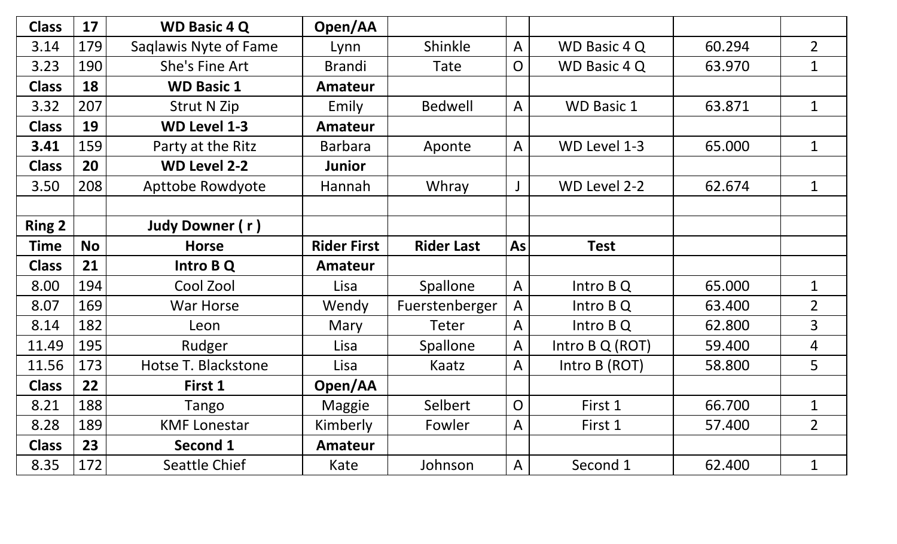| Class | 17 | WD Basic 4 Q | Open/AA | | | | | |
|---|---|---|---|---|---|---|---|---|
| 3.14 | 179 | Saqlawis Nyte of Fame | Lynn | Shinkle | A | WD Basic 4 Q | 60.294 | 2 |
| 3.23 | 190 | She's Fine Art | Brandi | Tate | O | WD Basic 4 Q | 63.970 | 1 |
| **Class** | **18** | **WD Basic 1** | **Amateur** | | | | | |
| 3.32 | 207 | Strut N Zip | Emily | Bedwell | A | WD Basic 1 | 63.871 | 1 |
| **Class** | **19** | **WD Level 1-3** | **Amateur** | | | | | |
| **3.41** | 159 | Party at the Ritz | Barbara | Aponte | A | WD Level 1-3 | 65.000 | 1 |
| **Class** | **20** | **WD Level 2-2** | **Junior** | | | | | |
| 3.50 | 208 | Apttobe Rowdyote | Hannah | Whray | J | WD Level 2-2 | 62.674 | 1 |
| | | | | | | | | |
| **Ring 2** | | **Judy Downer ( r )** | | | | | | |
| **Time** | **No** | **Horse** | **Rider First** | **Rider Last** | **As** | **Test** | | |
| **Class** | **21** | **Intro B Q** | **Amateur** | | | | | |
| 8.00 | 194 | Cool Zool | Lisa | Spallone | A | Intro B Q | 65.000 | 1 |
| 8.07 | 169 | War Horse | Wendy | Fuerstenberger | A | Intro B Q | 63.400 | 2 |
| 8.14 | 182 | Leon | Mary | Teter | A | Intro B Q | 62.800 | 3 |
| 11.49 | 195 | Rudger | Lisa | Spallone | A | Intro B Q (ROT) | 59.400 | 4 |
| 11.56 | 173 | Hotse T. Blackstone | Lisa | Kaatz | A | Intro B (ROT) | 58.800 | 5 |
| **Class** | **22** | **First 1** | **Open/AA** | | | | | |
| 8.21 | 188 | Tango | Maggie | Selbert | O | First 1 | 66.700 | 1 |
| 8.28 | 189 | KMF Lonestar | Kimberly | Fowler | A | First 1 | 57.400 | 2 |
| **Class** | **23** | **Second 1** | **Amateur** | | | | | |
| 8.35 | 172 | Seattle Chief | Kate | Johnson | A | Second 1 | 62.400 | 1 |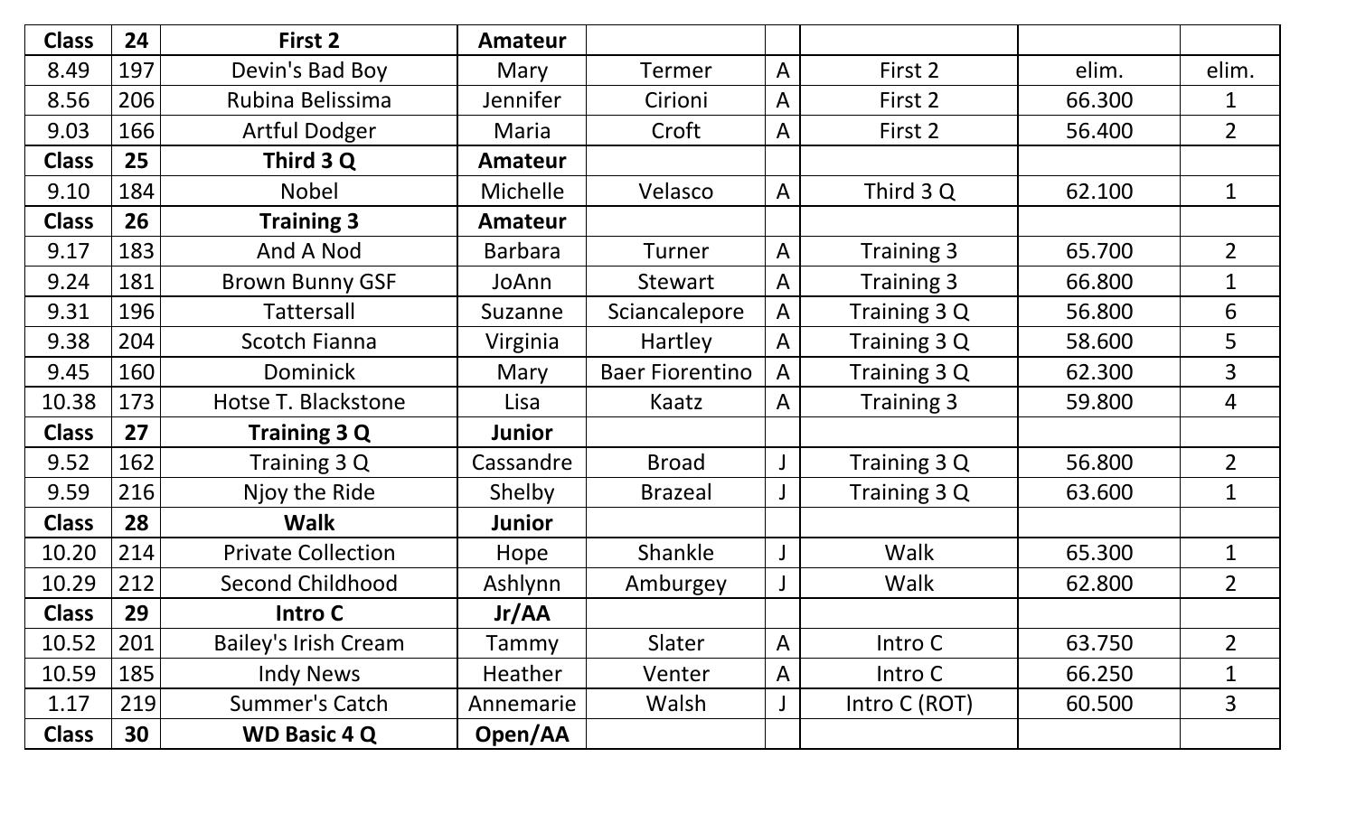| Class | 24 | First 2 | Amateur | | | | | |
|---|---|---|---|---|---|---|---|---|
| 8.49 | 197 | Devin's Bad Boy | Mary | Termer | A | First 2 | elim. | elim. |
| 8.56 | 206 | Rubina Belissima | Jennifer | Cirioni | A | First 2 | 66.300 | 1 |
| 9.03 | 166 | Artful Dodger | Maria | Croft | A | First 2 | 56.400 | 2 |
| **Class** | **25** | **Third 3 Q** | **Amateur** | | | | | |
| 9.10 | 184 | Nobel | Michelle | Velasco | A | Third 3 Q | 62.100 | 1 |
| **Class** | **26** | **Training 3** | **Amateur** | | | | | |
| 9.17 | 183 | And A Nod | Barbara | Turner | A | Training 3 | 65.700 | 2 |
| 9.24 | 181 | Brown Bunny GSF | JoAnn | Stewart | A | Training 3 | 66.800 | 1 |
| 9.31 | 196 | Tattersall | Suzanne | Sciancalepore | A | Training 3 Q | 56.800 | 6 |
| 9.38 | 204 | Scotch Fianna | Virginia | Hartley | A | Training 3 Q | 58.600 | 5 |
| 9.45 | 160 | Dominick | Mary | Baer Fiorentino | A | Training 3 Q | 62.300 | 3 |
| 10.38 | 173 | Hotse T. Blackstone | Lisa | Kaatz | A | Training 3 | 59.800 | 4 |
| **Class** | **27** | **Training 3 Q** | **Junior** | | | | | |
| 9.52 | 162 | Training 3 Q | Cassandre | Broad | J | Training 3 Q | 56.800 | 2 |
| 9.59 | 216 | Njoy the Ride | Shelby | Brazeal | J | Training 3 Q | 63.600 | 1 |
| **Class** | **28** | **Walk** | **Junior** | | | | | |
| 10.20 | 214 | Private Collection | Hope | Shankle | J | Walk | 65.300 | 1 |
| 10.29 | 212 | Second Childhood | Ashlynn | Amburgey | J | Walk | 62.800 | 2 |
| **Class** | **29** | **Intro C** | **Jr/AA** | | | | | |
| 10.52 | 201 | Bailey's Irish Cream | Tammy | Slater | A | Intro C | 63.750 | 2 |
| 10.59 | 185 | Indy News | Heather | Venter | A | Intro C | 66.250 | 1 |
| 1.17 | 219 | Summer's Catch | Annemarie | Walsh | J | Intro C (ROT) | 60.500 | 3 |
| **Class** | **30** | **WD Basic 4 Q** | **Open/AA** | | | | | |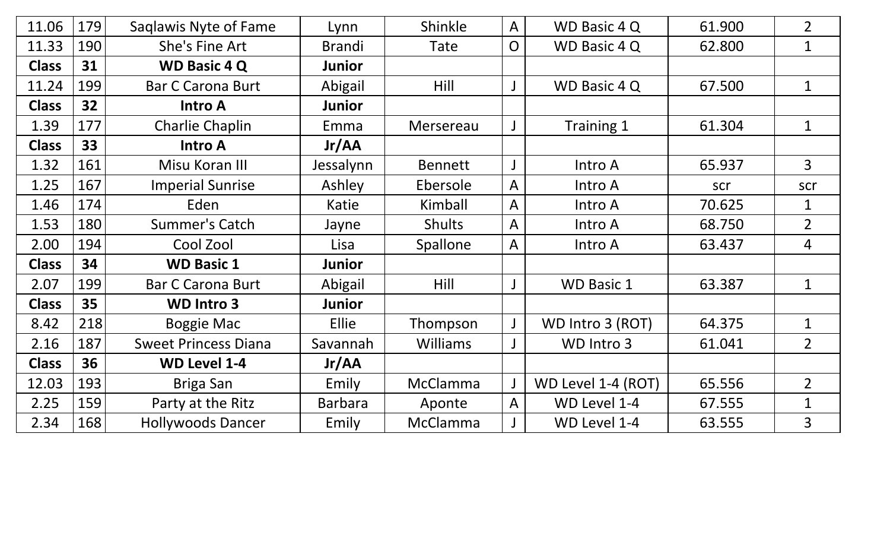| 11.06 | 179 | Saqlawis Nyte of Fame | Lynn | Shinkle | A | WD Basic 4 Q | 61.900 | 2 |
|---|---|---|---|---|---|---|---|---|
| 11.33 | 190 | She's Fine Art | Brandi | Tate | O | WD Basic 4 Q | 62.800 | 1 |
| **Class** | **31** | **WD Basic 4 Q** | **Junior** | | | | | |
| 11.24 | 199 | Bar C Carona Burt | Abigail | Hill | J | WD Basic 4 Q | 67.500 | 1 |
| **Class** | **32** | **Intro A** | **Junior** | | | | | |
| 1.39 | 177 | Charlie Chaplin | Emma | Mersereau | J | Training 1 | 61.304 | 1 |
| **Class** | **33** | **Intro A** | **Jr/AA** | | | | | |
| 1.32 | 161 | Misu Koran III | Jessalynn | Bennett | J | Intro A | 65.937 | 3 |
| 1.25 | 167 | Imperial Sunrise | Ashley | Ebersole | A | Intro A | scr | scr |
| 1.46 | 174 | Eden | Katie | Kimball | A | Intro A | 70.625 | 1 |
| 1.53 | 180 | Summer's Catch | Jayne | Shults | A | Intro A | 68.750 | 2 |
| 2.00 | 194 | Cool Zool | Lisa | Spallone | A | Intro A | 63.437 | 4 |
| **Class** | **34** | **WD Basic 1** | **Junior** | | | | | |
| 2.07 | 199 | Bar C Carona Burt | Abigail | Hill | J | WD Basic 1 | 63.387 | 1 |
| **Class** | **35** | **WD Intro 3** | **Junior** | | | | | |
| 8.42 | 218 | Boggie Mac | Ellie | Thompson | J | WD Intro 3 (ROT) | 64.375 | 1 |
| 2.16 | 187 | Sweet Princess Diana | Savannah | Williams | J | WD Intro 3 | 61.041 | 2 |
| **Class** | **36** | **WD Level 1-4** | **Jr/AA** | | | | | |
| 12.03 | 193 | Briga San | Emily | McClamma | J | WD Level 1-4 (ROT) | 65.556 | 2 |
| 2.25 | 159 | Party at the Ritz | Barbara | Aponte | A | WD Level 1-4 | 67.555 | 1 |
| 2.34 | 168 | Hollywoods Dancer | Emily | McClamma | J | WD Level 1-4 | 63.555 | 3 |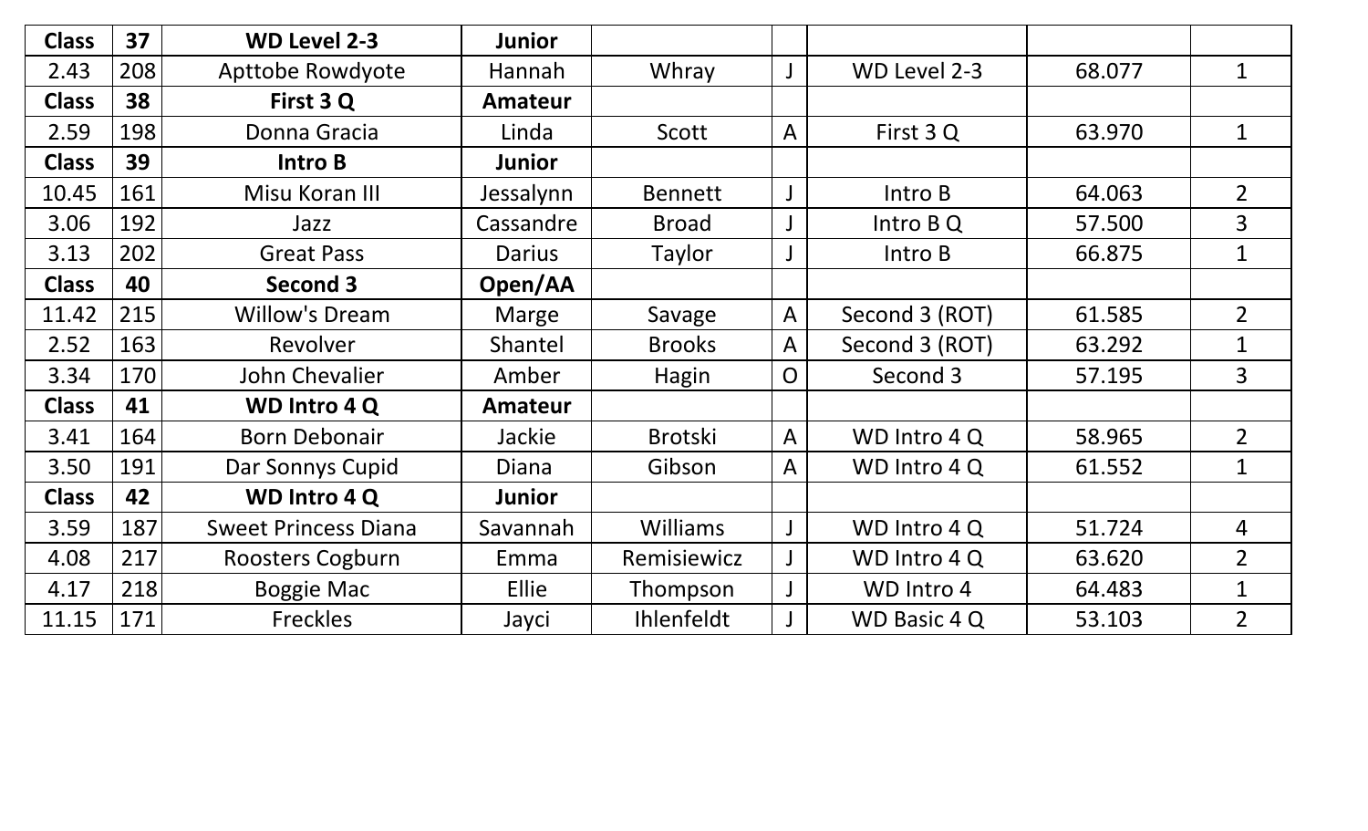| Class | 37 | WD Level 2-3 | Junior | | | | | |
|---|---|---|---|---|---|---|---|---|
| 2.43 | 208 | Apttobe Rowdyote | Hannah | Whray | J | WD Level 2-3 | 68.077 | 1 |
| **Class** | **38** | **First 3 Q** | **Amateur** | | | | | |
| 2.59 | 198 | Donna Gracia | Linda | Scott | A | First 3 Q | 63.970 | 1 |
| **Class** | **39** | **Intro B** | **Junior** | | | | | |
| 10.45 | 161 | Misu Koran III | Jessalynn | Bennett | J | Intro B | 64.063 | 2 |
| 3.06 | 192 | Jazz | Cassandre | Broad | J | Intro B Q | 57.500 | 3 |
| 3.13 | 202 | Great Pass | Darius | Taylor | J | Intro B | 66.875 | 1 |
| **Class** | **40** | **Second 3** | **Open/AA** | | | | | |
| 11.42 | 215 | Willow's Dream | Marge | Savage | A | Second 3 (ROT) | 61.585 | 2 |
| 2.52 | 163 | Revolver | Shantel | Brooks | A | Second 3 (ROT) | 63.292 | 1 |
| 3.34 | 170 | John Chevalier | Amber | Hagin | O | Second 3 | 57.195 | 3 |
| **Class** | **41** | **WD Intro 4 Q** | **Amateur** | | | | | |
| 3.41 | 164 | Born Debonair | Jackie | Brotski | A | WD Intro 4 Q | 58.965 | 2 |
| 3.50 | 191 | Dar Sonnys Cupid | Diana | Gibson | A | WD Intro 4 Q | 61.552 | 1 |
| **Class** | **42** | **WD Intro 4 Q** | **Junior** | | | | | |
| 3.59 | 187 | Sweet Princess Diana | Savannah | Williams | J | WD Intro 4 Q | 51.724 | 4 |
| 4.08 | 217 | Roosters Cogburn | Emma | Remisiewicz | J | WD Intro 4 Q | 63.620 | 2 |
| 4.17 | 218 | Boggie Mac | Ellie | Thompson | J | WD Intro 4 | 64.483 | 1 |
| 11.15 | 171 | Freckles | Jayci | Ihlenfeldt | J | WD Basic 4 Q | 53.103 | 2 |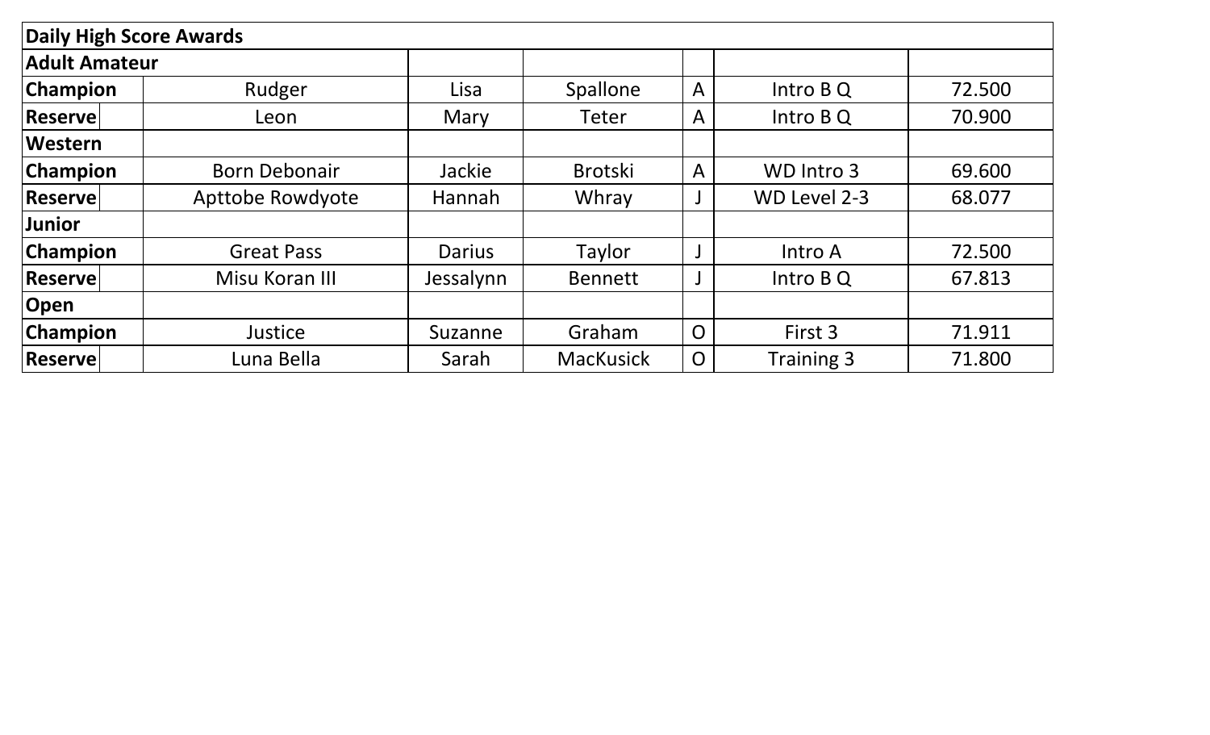| Daily High Score Awards | | | | | | | |
|---|---|---|---|---|---|---|---|
| **Adult Amateur** | | | | | | | |
| **Champion** | | Rudger | Lisa | Spallone | A | Intro B Q | 72.500 |
| **Reserve** | | Leon | Mary | Teter | A | Intro B Q | 70.900 |
| **Western** | | | | | | | |
| **Champion** | | Born Debonair | Jackie | Brotski | A | WD Intro 3 | 69.600 |
| **Reserve** | | Apttobe Rowdyote | Hannah | Whray | J | WD Level 2-3 | 68.077 |
| **Junior** | | | | | | | |
| **Champion** | | Great Pass | Darius | Taylor | J | Intro A | 72.500 |
| **Reserve** | | Misu Koran III | Jessalynn | Bennett | J | Intro B Q | 67.813 |
| **Open** | | | | | | | |
| **Champion** | | Justice | Suzanne | Graham | O | First 3 | 71.911 |
| **Reserve** | | Luna Bella | Sarah | MacKusick | O | Training 3 | 71.800 |